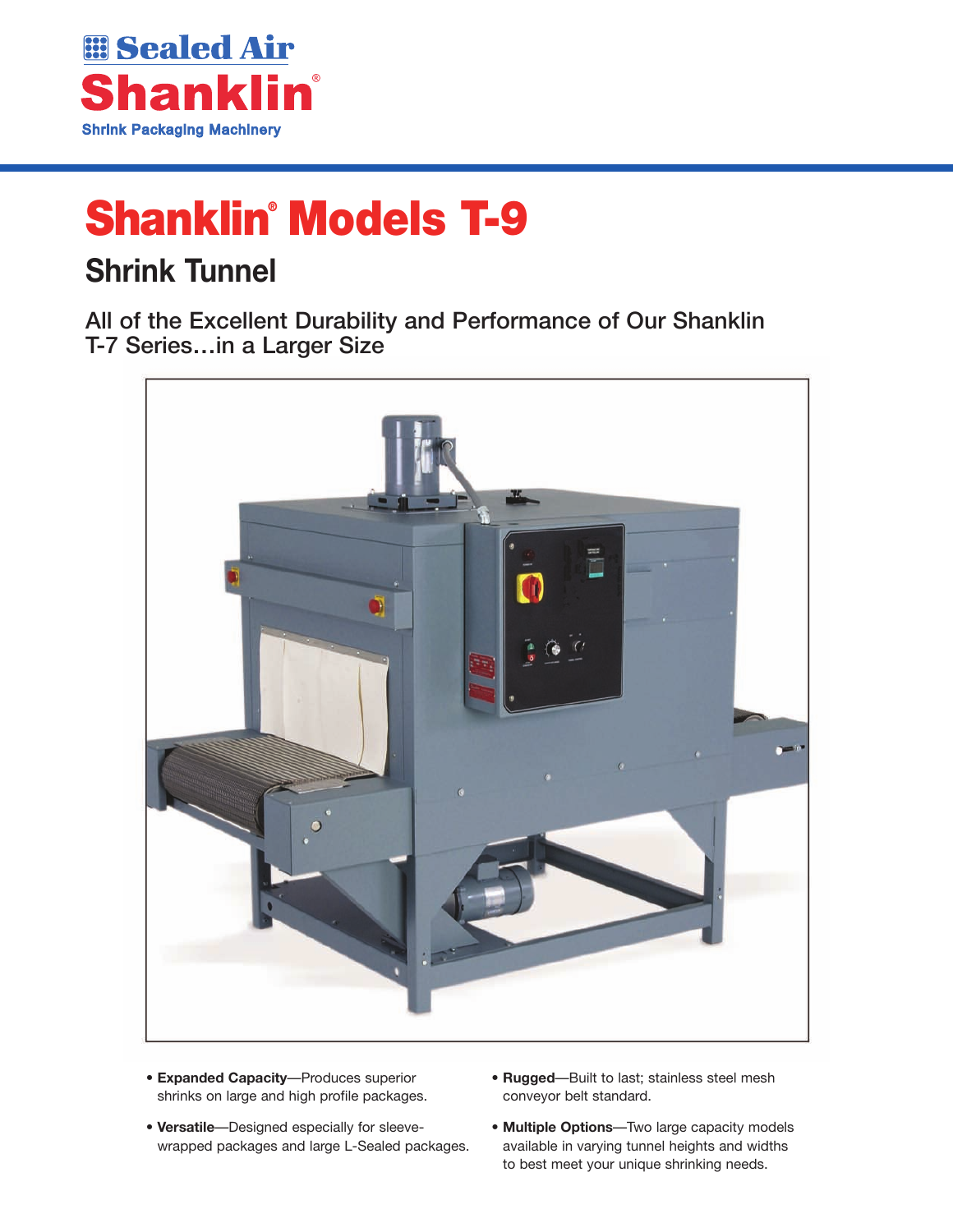Sealed Air

Shanklin®

Shrink Packaging Machinery

# Shanklin® Models T-9

## Shrink Tunnel

### All of the Excellent Durability and Performance of Our Shanklin T-7 Series…in a Larger Size

- **Expanded Capacity**—Produces superior shrinks on large and high profile packages.
- **Versatile**—Designed especially for sleeve-wrapped packages and large L-Sealed packages.
- **Rugged**—Built to last; stainless steel mesh conveyor belt standard.
- **Multiple Options**—Two large capacity models available in varying tunnel heights and widths to best meet your unique shrinking needs.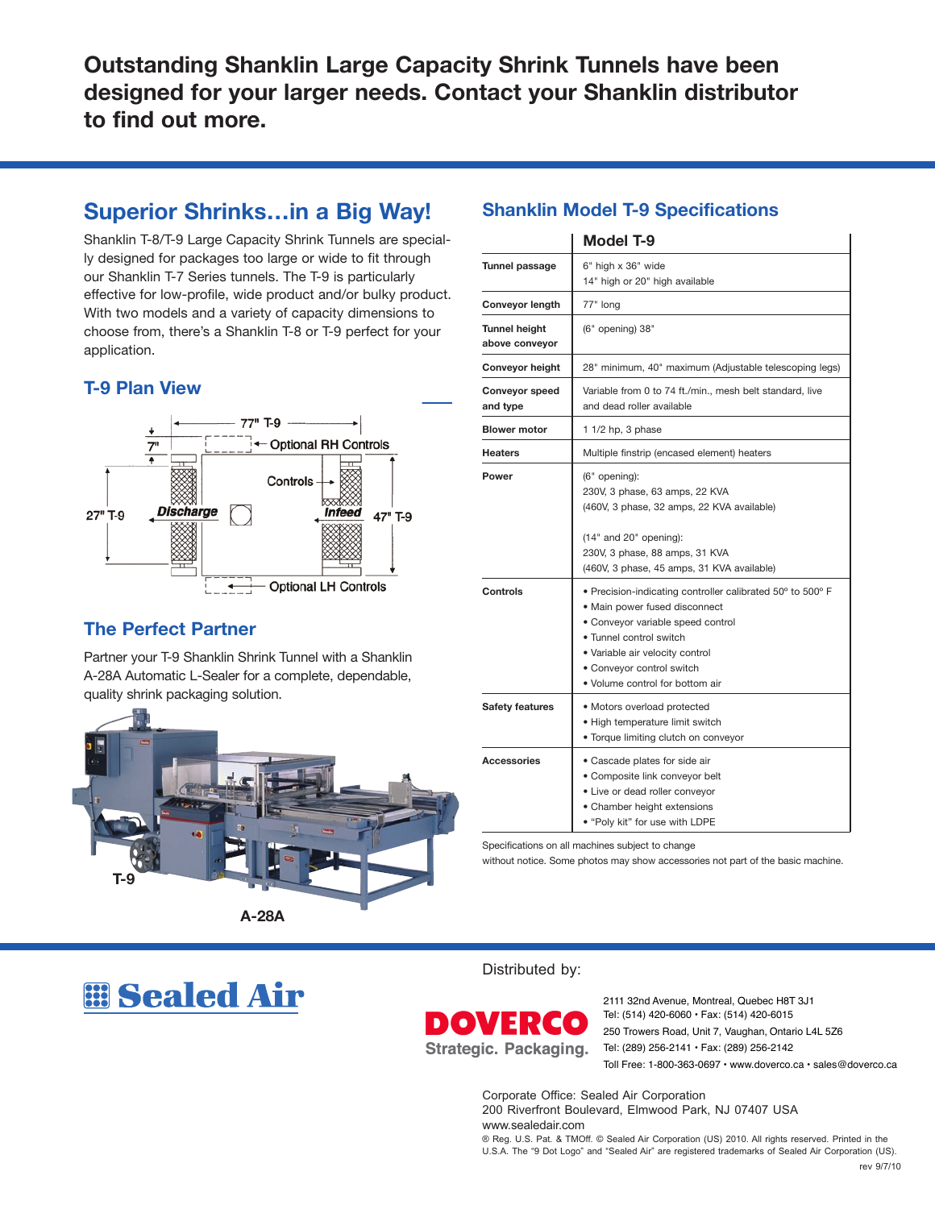**Outstanding Shanklin Large Capacity Shrink Tunnels have been designed for your larger needs. Contact your Shanklin distributor to find out more.**

## Superior Shrinks...in a Big Way!

Shanklin T-8/T-9 Large Capacity Shrink Tunnels are specially designed for packages too large or wide to fit through our Shanklin T-7 Series tunnels. The T-9 is particularly effective for low-profile, wide product and/or bulky product. With two models and a variety of capacity dimensions to choose from, there's a Shanklin T-8 or T-9 perfect for your application.

### T-9 Plan View

77" T-9
7"
Optional RH Controls
Controls
27" T-9
Discharge
Infeed
47" T-9
Optional LH Controls

### The Perfect Partner

Partner your T-9 Shanklin Shrink Tunnel with a Shanklin A-28A Automatic L-Sealer for a complete, dependable, quality shrink packaging solution.

T-9

A-28A

## Shanklin Model T-9 Specifications

| | Model T-9 |
|---|---|
| Tunnel passage | 6" high x 36" wide<br>14" high or 20" high available |
| Conveyor length | 77" long |
| Tunnel height above conveyor | (6" opening) 38" |
| Conveyor height | 28" minimum, 40" maximum (Adjustable telescoping legs) |
| Conveyor speed and type | Variable from 0 to 74 ft./min., mesh belt standard, live and dead roller available |
| Blower motor | 1 1/2 hp, 3 phase |
| Heaters | Multiple finstrip (encased element) heaters |
| Power | (6" opening):<br>230V, 3 phase, 63 amps, 22 KVA<br>(460V, 3 phase, 32 amps, 22 KVA available)<br><br>(14" and 20" opening):<br>230V, 3 phase, 88 amps, 31 KVA<br>(460V, 3 phase, 45 amps, 31 KVA available) |
| Controls | • Precision-indicating controller calibrated 50º to 500º F<br>• Main power fused disconnect<br>• Conveyor variable speed control<br>• Tunnel control switch<br>• Variable air velocity control<br>• Conveyor control switch<br>• Volume control for bottom air |
| Safety features | • Motors overload protected<br>• High temperature limit switch<br>• Torque limiting clutch on conveyor |
| Accessories | • Cascade plates for side air<br>• Composite link conveyor belt<br>• Live or dead roller conveyor<br>• Chamber height extensions<br>• "Poly kit" for use with LDPE |

Specifications on all machines subject to change without notice. Some photos may show accessories not part of the basic machine.

Sealed Air

Distributed by:

DOVERCO
Strategic. Packaging.

2111 32nd Avenue, Montreal, Quebec H8T 3J1
Tel: (514) 420-6060 • Fax: (514) 420-6015
250 Trowers Road, Unit 7, Vaughan, Ontario L4L 5Z6
Tel: (289) 256-2141 • Fax: (289) 256-2142
Toll Free: 1-800-363-0697 • www.doverco.ca • sales@doverco.ca

Corporate Office: Sealed Air Corporation
200 Riverfront Boulevard, Elmwood Park, NJ 07407 USA
www.sealedair.com

® Reg. U.S. Pat. & TMOff. © Sealed Air Corporation (US) 2010. All rights reserved. Printed in the U.S.A. The "9 Dot Logo" and "Sealed Air" are registered trademarks of Sealed Air Corporation (US).

rev 9/7/10